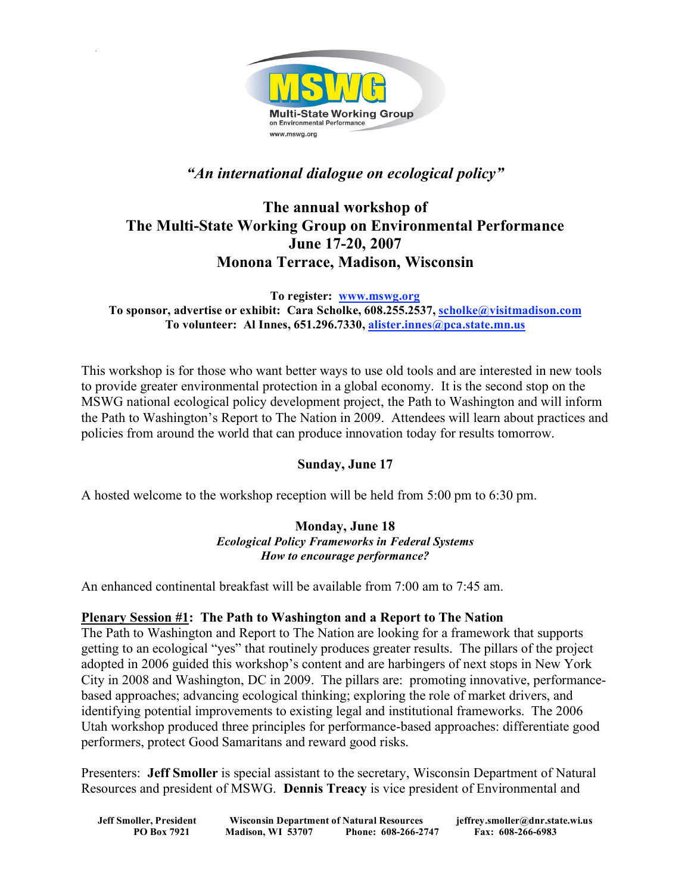MSWG

Multi-State Working Group on Environmental Performance

www.mswg.org

*"An international dialogue on ecological policy"*

# The annual workshop of The Multi-State Working Group on Environmental Performance June 17-20, 2007 Monona Terrace, Madison, Wisconsin

**To register: [www.mswg.org](http://www.mswg.org)**
**To sponsor, advertise or exhibit: Cara Scholke, 608.255.2537, [scholke@visitmadison.com](mailto:scholke@visitmadison.com)**
**To volunteer: Al Innes, 651.296.7330, [alister.innes@pca.state.mn.us](mailto:alister.innes@pca.state.mn.us)**

This workshop is for those who want better ways to use old tools and are interested in new tools to provide greater environmental protection in a global economy. It is the second stop on the MSWG national ecological policy development project, the Path to Washington and will inform the Path to Washington's Report to The Nation in 2009. Attendees will learn about practices and policies from around the world that can produce innovation today for results tomorrow.

## Sunday, June 17

A hosted welcome to the workshop reception will be held from 5:00 pm to 6:30 pm.

## Monday, June 18

***Ecological Policy Frameworks in Federal Systems***
***How to encourage performance?***

An enhanced continental breakfast will be available from 7:00 am to 7:45 am.

**Plenary Session #1: The Path to Washington and a Report to The Nation**
The Path to Washington and Report to The Nation are looking for a framework that supports getting to an ecological "yes" that routinely produces greater results. The pillars of the project adopted in 2006 guided this workshop's content and are harbingers of next stops in New York City in 2008 and Washington, DC in 2009. The pillars are: promoting innovative, performance-based approaches; advancing ecological thinking; exploring the role of market drivers, and identifying potential improvements to existing legal and institutional frameworks. The 2006 Utah workshop produced three principles for performance-based approaches: differentiate good performers, protect Good Samaritans and reward good risks.

Presenters: **Jeff Smoller** is special assistant to the secretary, Wisconsin Department of Natural Resources and president of MSWG. **Dennis Treacy** is vice president of Environmental and

**Jeff Smoller, President** **Wisconsin Department of Natural Resources** **jeffrey.smoller@dnr.state.wi.us**
**PO Box 7921** **Madison, WI 53707** **Phone: 608-266-2747** **Fax: 608-266-6983**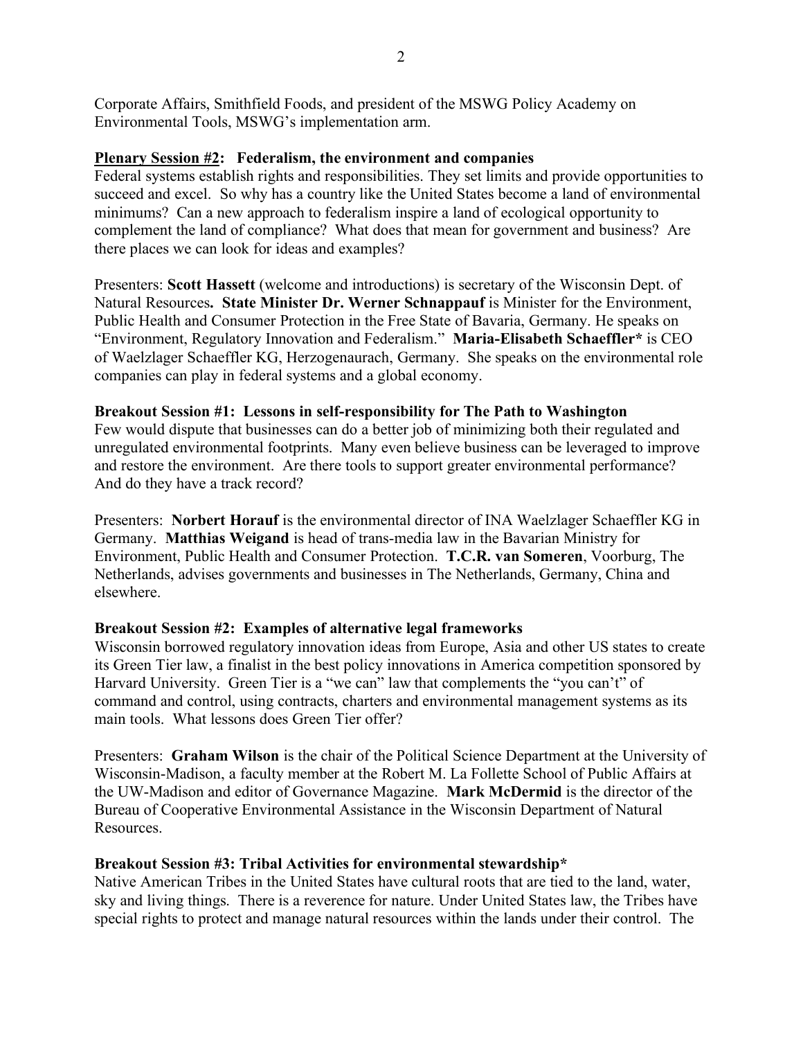Corporate Affairs, Smithfield Foods, and president of the MSWG Policy Academy on Environmental Tools, MSWG's implementation arm.

**Plenary Session #2: Federalism, the environment and companies**

Federal systems establish rights and responsibilities. They set limits and provide opportunities to succeed and excel. So why has a country like the United States become a land of environmental minimums? Can a new approach to federalism inspire a land of ecological opportunity to complement the land of compliance? What does that mean for government and business? Are there places we can look for ideas and examples?

Presenters: **Scott Hassett** (welcome and introductions) is secretary of the Wisconsin Dept. of Natural Resources**.** **State Minister Dr. Werner Schnappauf** is Minister for the Environment, Public Health and Consumer Protection in the Free State of Bavaria, Germany. He speaks on "Environment, Regulatory Innovation and Federalism." **Maria-Elisabeth Schaeffler*** is CEO of Waelzlager Schaeffler KG, Herzogenaurach, Germany. She speaks on the environmental role companies can play in federal systems and a global economy.

**Breakout Session #1: Lessons in self-responsibility for The Path to Washington**

Few would dispute that businesses can do a better job of minimizing both their regulated and unregulated environmental footprints. Many even believe business can be leveraged to improve and restore the environment. Are there tools to support greater environmental performance? And do they have a track record?

Presenters: **Norbert Horauf** is the environmental director of INA Waelzlager Schaeffler KG in Germany. **Matthias Weigand** is head of trans-media law in the Bavarian Ministry for Environment, Public Health and Consumer Protection. **T.C.R. van Someren**, Voorburg, The Netherlands, advises governments and businesses in The Netherlands, Germany, China and elsewhere.

**Breakout Session #2: Examples of alternative legal frameworks**

Wisconsin borrowed regulatory innovation ideas from Europe, Asia and other US states to create its Green Tier law, a finalist in the best policy innovations in America competition sponsored by Harvard University. Green Tier is a "we can" law that complements the "you can't" of command and control, using contracts, charters and environmental management systems as its main tools. What lessons does Green Tier offer?

Presenters: **Graham Wilson** is the chair of the Political Science Department at the University of Wisconsin-Madison, a faculty member at the Robert M. La Follette School of Public Affairs at the UW-Madison and editor of Governance Magazine. **Mark McDermid** is the director of the Bureau of Cooperative Environmental Assistance in the Wisconsin Department of Natural Resources.

**Breakout Session #3: Tribal Activities for environmental stewardship***

Native American Tribes in the United States have cultural roots that are tied to the land, water, sky and living things. There is a reverence for nature. Under United States law, the Tribes have special rights to protect and manage natural resources within the lands under their control. The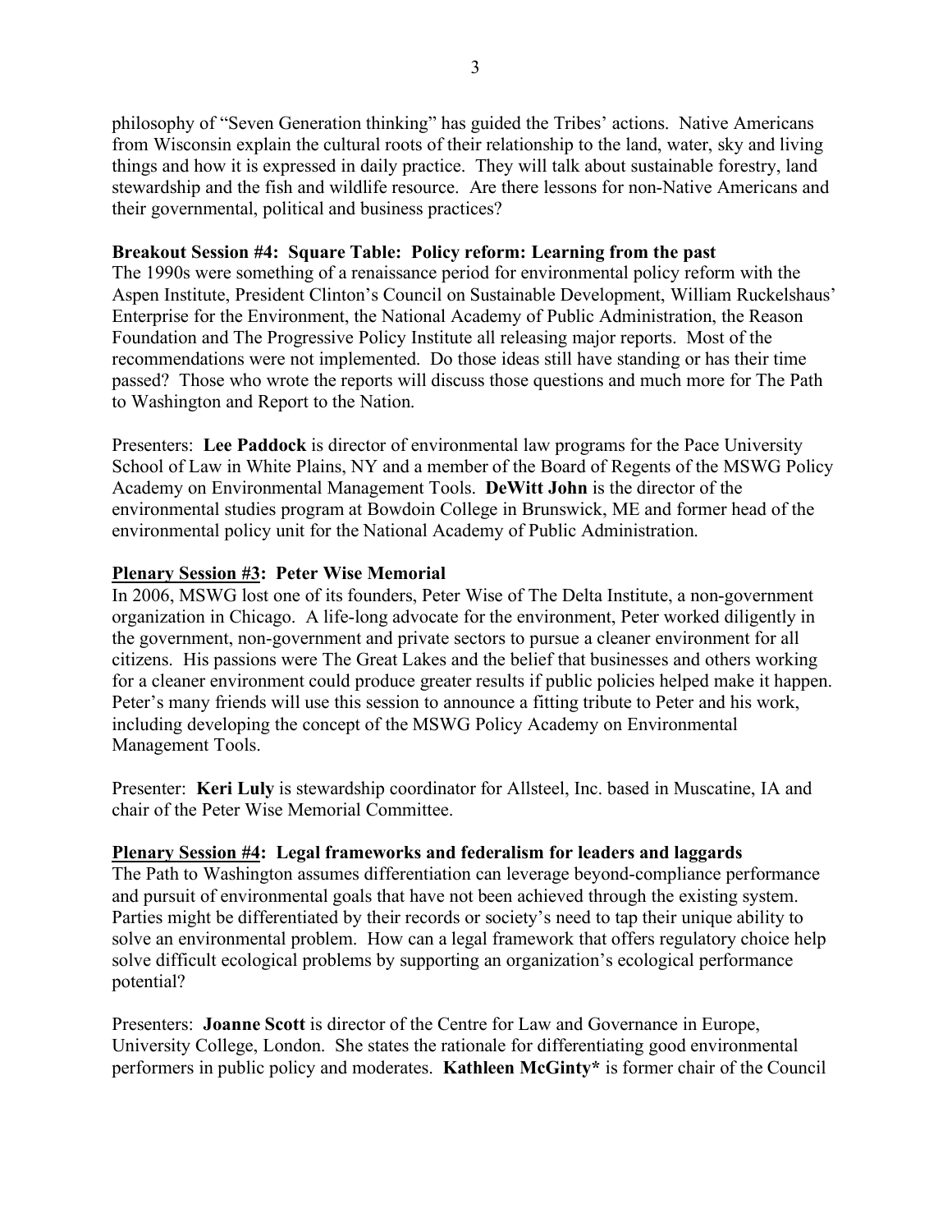philosophy of "Seven Generation thinking" has guided the Tribes' actions. Native Americans from Wisconsin explain the cultural roots of their relationship to the land, water, sky and living things and how it is expressed in daily practice. They will talk about sustainable forestry, land stewardship and the fish and wildlife resource. Are there lessons for non-Native Americans and their governmental, political and business practices?

**Breakout Session #4: Square Table: Policy reform: Learning from the past**

The 1990s were something of a renaissance period for environmental policy reform with the Aspen Institute, President Clinton's Council on Sustainable Development, William Ruckelshaus' Enterprise for the Environment, the National Academy of Public Administration, the Reason Foundation and The Progressive Policy Institute all releasing major reports. Most of the recommendations were not implemented. Do those ideas still have standing or has their time passed? Those who wrote the reports will discuss those questions and much more for The Path to Washington and Report to the Nation.

Presenters: **Lee Paddock** is director of environmental law programs for the Pace University School of Law in White Plains, NY and a member of the Board of Regents of the MSWG Policy Academy on Environmental Management Tools. **DeWitt John** is the director of the environmental studies program at Bowdoin College in Brunswick, ME and former head of the environmental policy unit for the National Academy of Public Administration.

**Plenary Session #3: Peter Wise Memorial**

In 2006, MSWG lost one of its founders, Peter Wise of The Delta Institute, a non-government organization in Chicago. A life-long advocate for the environment, Peter worked diligently in the government, non-government and private sectors to pursue a cleaner environment for all citizens. His passions were The Great Lakes and the belief that businesses and others working for a cleaner environment could produce greater results if public policies helped make it happen. Peter's many friends will use this session to announce a fitting tribute to Peter and his work, including developing the concept of the MSWG Policy Academy on Environmental Management Tools.

Presenter: **Keri Luly** is stewardship coordinator for Allsteel, Inc. based in Muscatine, IA and chair of the Peter Wise Memorial Committee.

**Plenary Session #4: Legal frameworks and federalism for leaders and laggards**

The Path to Washington assumes differentiation can leverage beyond-compliance performance and pursuit of environmental goals that have not been achieved through the existing system. Parties might be differentiated by their records or society's need to tap their unique ability to solve an environmental problem. How can a legal framework that offers regulatory choice help solve difficult ecological problems by supporting an organization's ecological performance potential?

Presenters: **Joanne Scott** is director of the Centre for Law and Governance in Europe, University College, London. She states the rationale for differentiating good environmental performers in public policy and moderates. **Kathleen McGinty*** is former chair of the Council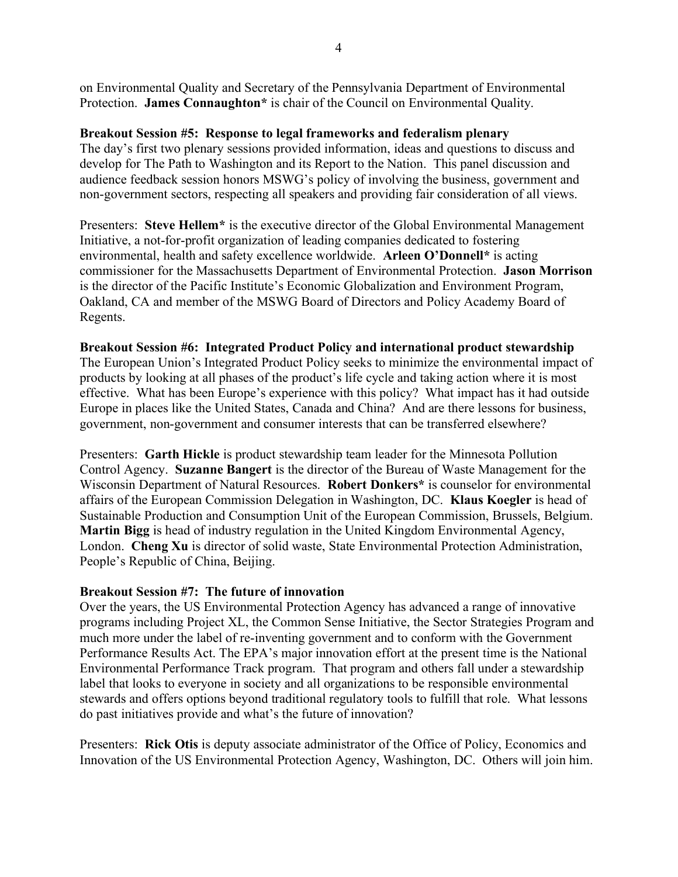on Environmental Quality and Secretary of the Pennsylvania Department of Environmental Protection. **James Connaughton*** is chair of the Council on Environmental Quality.

**Breakout Session #5: Response to legal frameworks and federalism plenary**
The day's first two plenary sessions provided information, ideas and questions to discuss and develop for The Path to Washington and its Report to the Nation. This panel discussion and audience feedback session honors MSWG's policy of involving the business, government and non-government sectors, respecting all speakers and providing fair consideration of all views.

Presenters: **Steve Hellem*** is the executive director of the Global Environmental Management Initiative, a not-for-profit organization of leading companies dedicated to fostering environmental, health and safety excellence worldwide. **Arleen O'Donnell*** is acting commissioner for the Massachusetts Department of Environmental Protection. **Jason Morrison** is the director of the Pacific Institute's Economic Globalization and Environment Program, Oakland, CA and member of the MSWG Board of Directors and Policy Academy Board of Regents.

**Breakout Session #6: Integrated Product Policy and international product stewardship**
The European Union's Integrated Product Policy seeks to minimize the environmental impact of products by looking at all phases of the product's life cycle and taking action where it is most effective. What has been Europe's experience with this policy? What impact has it had outside Europe in places like the United States, Canada and China? And are there lessons for business, government, non-government and consumer interests that can be transferred elsewhere?

Presenters: **Garth Hickle** is product stewardship team leader for the Minnesota Pollution Control Agency. **Suzanne Bangert** is the director of the Bureau of Waste Management for the Wisconsin Department of Natural Resources. **Robert Donkers*** is counselor for environmental affairs of the European Commission Delegation in Washington, DC. **Klaus Koegler** is head of Sustainable Production and Consumption Unit of the European Commission, Brussels, Belgium. **Martin Bigg** is head of industry regulation in the United Kingdom Environmental Agency, London. **Cheng Xu** is director of solid waste, State Environmental Protection Administration, People's Republic of China, Beijing.

**Breakout Session #7: The future of innovation**
Over the years, the US Environmental Protection Agency has advanced a range of innovative programs including Project XL, the Common Sense Initiative, the Sector Strategies Program and much more under the label of re-inventing government and to conform with the Government Performance Results Act. The EPA's major innovation effort at the present time is the National Environmental Performance Track program. That program and others fall under a stewardship label that looks to everyone in society and all organizations to be responsible environmental stewards and offers options beyond traditional regulatory tools to fulfill that role. What lessons do past initiatives provide and what's the future of innovation?

Presenters: **Rick Otis** is deputy associate administrator of the Office of Policy, Economics and Innovation of the US Environmental Protection Agency, Washington, DC. Others will join him.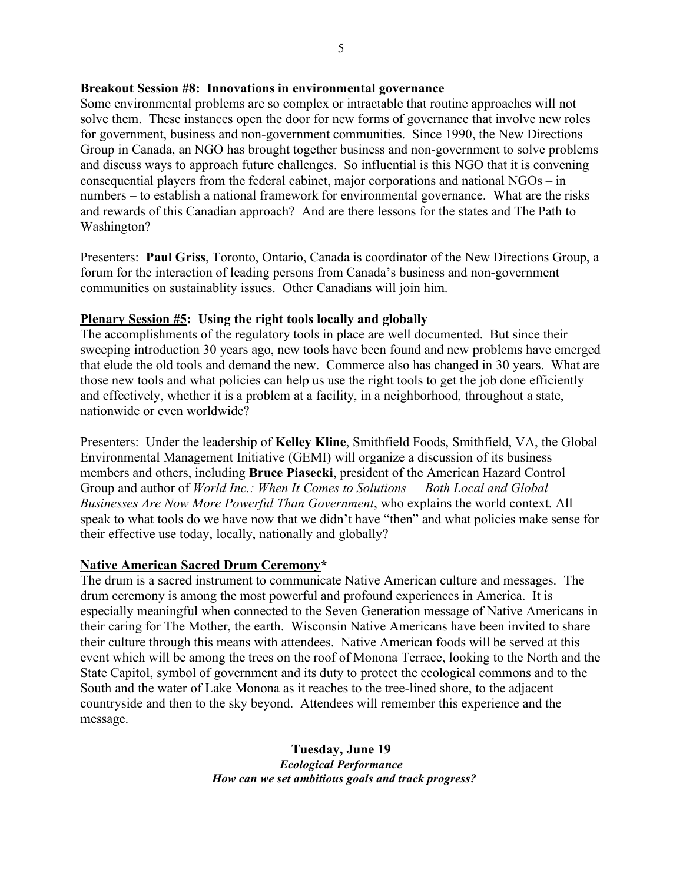**Breakout Session #8: Innovations in environmental governance**

Some environmental problems are so complex or intractable that routine approaches will not solve them. These instances open the door for new forms of governance that involve new roles for government, business and non-government communities. Since 1990, the New Directions Group in Canada, an NGO has brought together business and non-government to solve problems and discuss ways to approach future challenges. So influential is this NGO that it is convening consequential players from the federal cabinet, major corporations and national NGOs – in numbers – to establish a national framework for environmental governance. What are the risks and rewards of this Canadian approach? And are there lessons for the states and The Path to Washington?

Presenters: **Paul Griss**, Toronto, Ontario, Canada is coordinator of the New Directions Group, a forum for the interaction of leading persons from Canada's business and non-government communities on sustainablity issues. Other Canadians will join him.

**<u>Plenary Session #5</u>: Using the right tools locally and globally**

The accomplishments of the regulatory tools in place are well documented. But since their sweeping introduction 30 years ago, new tools have been found and new problems have emerged that elude the old tools and demand the new. Commerce also has changed in 30 years. What are those new tools and what policies can help us use the right tools to get the job done efficiently and effectively, whether it is a problem at a facility, in a neighborhood, throughout a state, nationwide or even worldwide?

Presenters: Under the leadership of **Kelley Kline**, Smithfield Foods, Smithfield, VA, the Global Environmental Management Initiative (GEMI) will organize a discussion of its business members and others, including **Bruce Piasecki**, president of the American Hazard Control Group and author of *World Inc.: When It Comes to Solutions — Both Local and Global — Businesses Are Now More Powerful Than Government*, who explains the world context. All speak to what tools do we have now that we didn't have "then" and what policies make sense for their effective use today, locally, nationally and globally?

**<u>Native American Sacred Drum Ceremony</u>***

The drum is a sacred instrument to communicate Native American culture and messages. The drum ceremony is among the most powerful and profound experiences in America. It is especially meaningful when connected to the Seven Generation message of Native Americans in their caring for The Mother, the earth. Wisconsin Native Americans have been invited to share their culture through this means with attendees. Native American foods will be served at this event which will be among the trees on the roof of Monona Terrace, looking to the North and the State Capitol, symbol of government and its duty to protect the ecological commons and to the South and the water of Lake Monona as it reaches to the tree-lined shore, to the adjacent countryside and then to the sky beyond. Attendees will remember this experience and the message.

**Tuesday, June 19**

***Ecological Performance***

***How can we set ambitious goals and track progress?***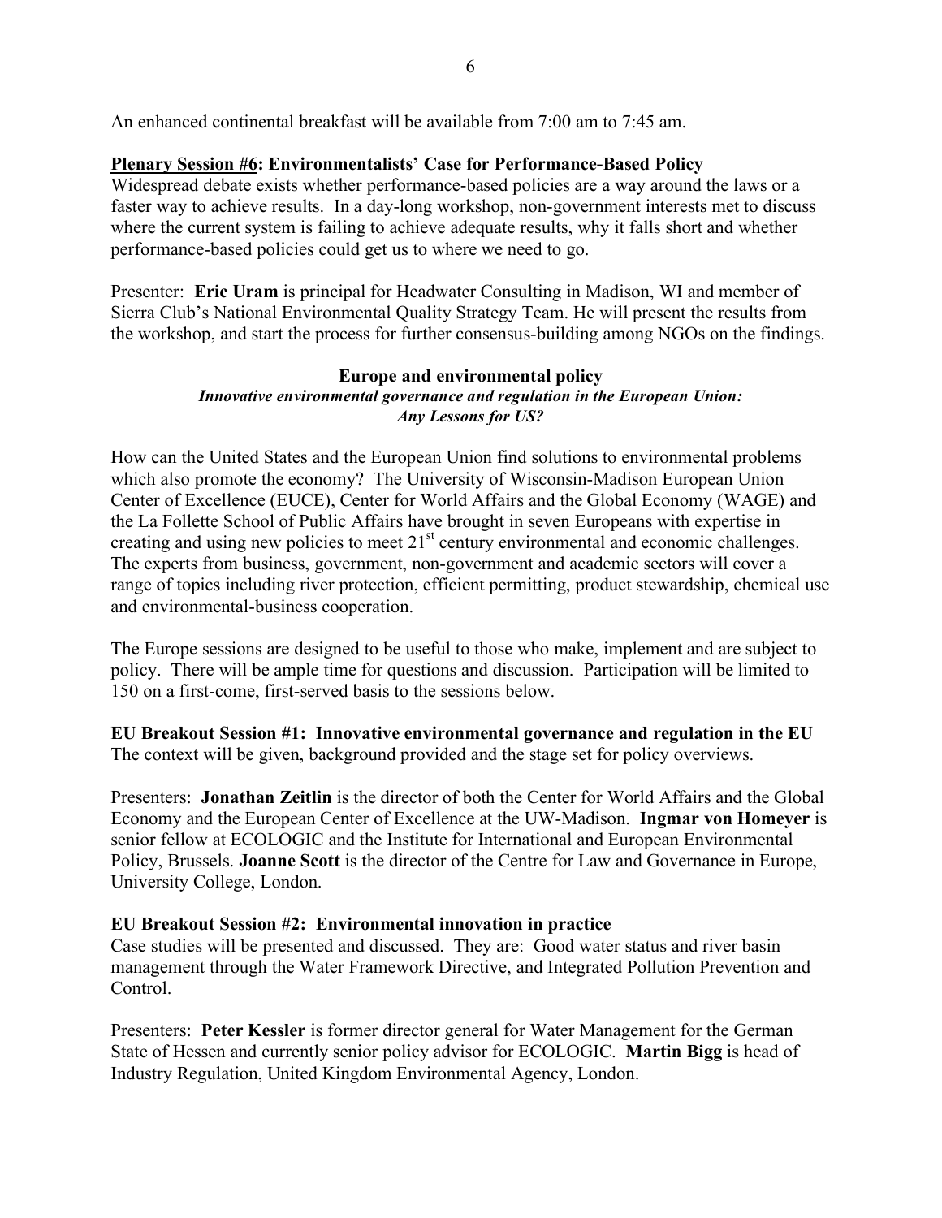An enhanced continental breakfast will be available from 7:00 am to 7:45 am.

**Plenary Session #6: Environmentalists' Case for Performance-Based Policy**
Widespread debate exists whether performance-based policies are a way around the laws or a faster way to achieve results. In a day-long workshop, non-government interests met to discuss where the current system is failing to achieve adequate results, why it falls short and whether performance-based policies could get us to where we need to go.

Presenter: **Eric Uram** is principal for Headwater Consulting in Madison, WI and member of Sierra Club's National Environmental Quality Strategy Team. He will present the results from the workshop, and start the process for further consensus-building among NGOs on the findings.

## Europe and environmental policy

***Innovative environmental governance and regulation in the European Union: Any Lessons for US?***

How can the United States and the European Union find solutions to environmental problems which also promote the economy? The University of Wisconsin-Madison European Union Center of Excellence (EUCE), Center for World Affairs and the Global Economy (WAGE) and the La Follette School of Public Affairs have brought in seven Europeans with expertise in creating and using new policies to meet 21st century environmental and economic challenges. The experts from business, government, non-government and academic sectors will cover a range of topics including river protection, efficient permitting, product stewardship, chemical use and environmental-business cooperation.

The Europe sessions are designed to be useful to those who make, implement and are subject to policy. There will be ample time for questions and discussion. Participation will be limited to 150 on a first-come, first-served basis to the sessions below.

**EU Breakout Session #1: Innovative environmental governance and regulation in the EU**
The context will be given, background provided and the stage set for policy overviews.

Presenters: **Jonathan Zeitlin** is the director of both the Center for World Affairs and the Global Economy and the European Center of Excellence at the UW-Madison. **Ingmar von Homeyer** is senior fellow at ECOLOGIC and the Institute for International and European Environmental Policy, Brussels. **Joanne Scott** is the director of the Centre for Law and Governance in Europe, University College, London.

**EU Breakout Session #2: Environmental innovation in practice**
Case studies will be presented and discussed. They are: Good water status and river basin management through the Water Framework Directive, and Integrated Pollution Prevention and Control.

Presenters: **Peter Kessler** is former director general for Water Management for the German State of Hessen and currently senior policy advisor for ECOLOGIC. **Martin Bigg** is head of Industry Regulation, United Kingdom Environmental Agency, London.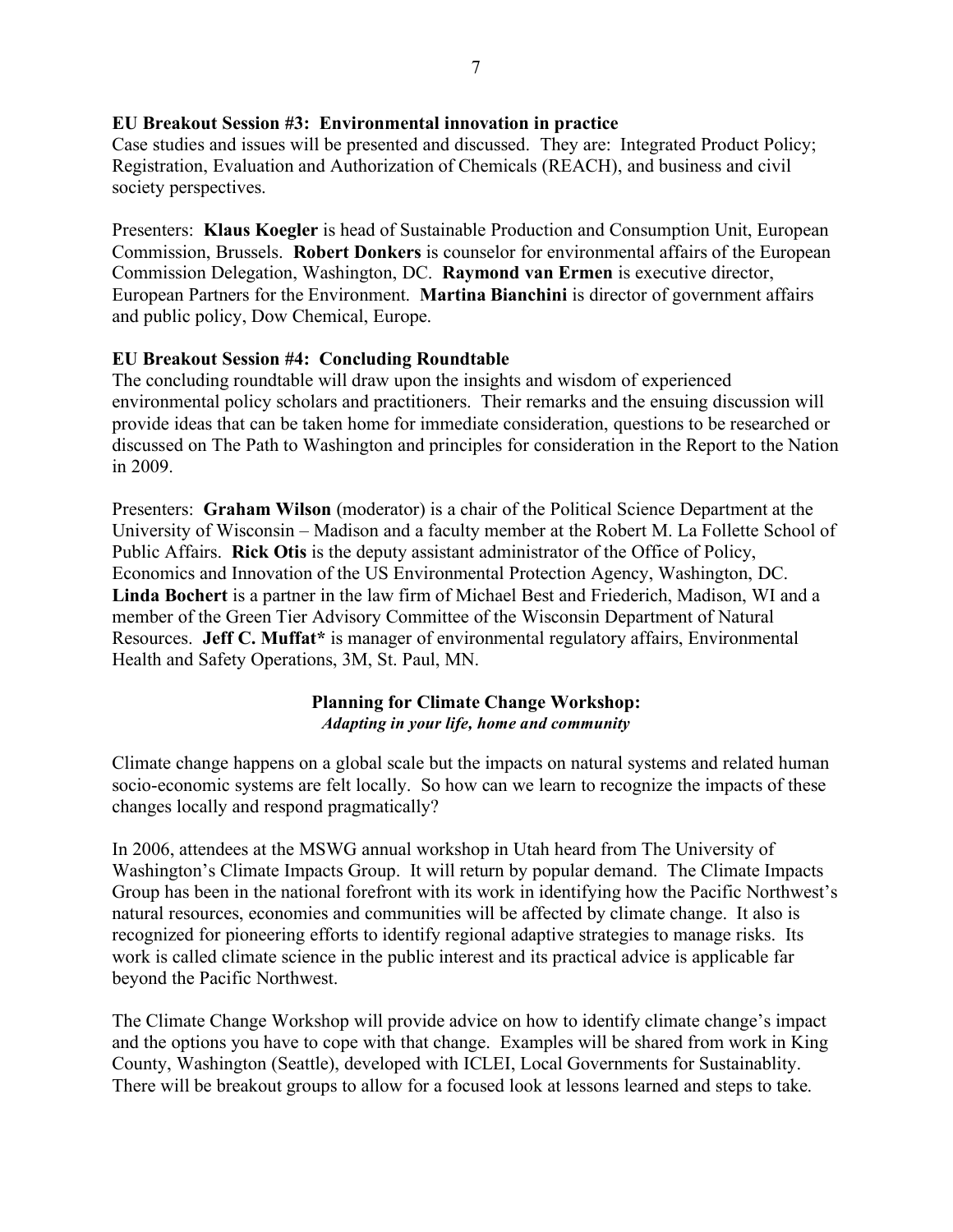**EU Breakout Session #3: Environmental innovation in practice**

Case studies and issues will be presented and discussed. They are: Integrated Product Policy; Registration, Evaluation and Authorization of Chemicals (REACH), and business and civil society perspectives.

Presenters: **Klaus Koegler** is head of Sustainable Production and Consumption Unit, European Commission, Brussels. **Robert Donkers** is counselor for environmental affairs of the European Commission Delegation, Washington, DC. **Raymond van Ermen** is executive director, European Partners for the Environment. **Martina Bianchini** is director of government affairs and public policy, Dow Chemical, Europe.

**EU Breakout Session #4: Concluding Roundtable**

The concluding roundtable will draw upon the insights and wisdom of experienced environmental policy scholars and practitioners. Their remarks and the ensuing discussion will provide ideas that can be taken home for immediate consideration, questions to be researched or discussed on The Path to Washington and principles for consideration in the Report to the Nation in 2009.

Presenters: **Graham Wilson** (moderator) is a chair of the Political Science Department at the University of Wisconsin – Madison and a faculty member at the Robert M. La Follette School of Public Affairs. **Rick Otis** is the deputy assistant administrator of the Office of Policy, Economics and Innovation of the US Environmental Protection Agency, Washington, DC. **Linda Bochert** is a partner in the law firm of Michael Best and Friederich, Madison, WI and a member of the Green Tier Advisory Committee of the Wisconsin Department of Natural Resources. **Jeff C. Muffat*** is manager of environmental regulatory affairs, Environmental Health and Safety Operations, 3M, St. Paul, MN.

## Planning for Climate Change Workshop:
### *Adapting in your life, home and community*

Climate change happens on a global scale but the impacts on natural systems and related human socio-economic systems are felt locally. So how can we learn to recognize the impacts of these changes locally and respond pragmatically?

In 2006, attendees at the MSWG annual workshop in Utah heard from The University of Washington's Climate Impacts Group. It will return by popular demand. The Climate Impacts Group has been in the national forefront with its work in identifying how the Pacific Northwest's natural resources, economies and communities will be affected by climate change. It also is recognized for pioneering efforts to identify regional adaptive strategies to manage risks. Its work is called climate science in the public interest and its practical advice is applicable far beyond the Pacific Northwest.

The Climate Change Workshop will provide advice on how to identify climate change's impact and the options you have to cope with that change. Examples will be shared from work in King County, Washington (Seattle), developed with ICLEI, Local Governments for Sustainablity. There will be breakout groups to allow for a focused look at lessons learned and steps to take.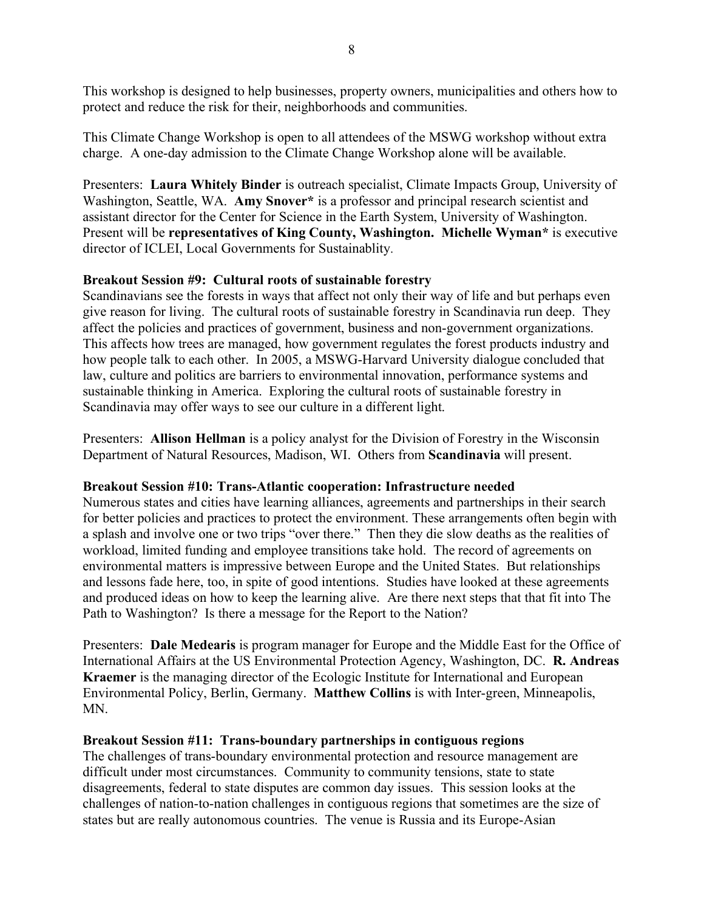This workshop is designed to help businesses, property owners, municipalities and others how to protect and reduce the risk for their, neighborhoods and communities.

This Climate Change Workshop is open to all attendees of the MSWG workshop without extra charge. A one-day admission to the Climate Change Workshop alone will be available.

Presenters: **Laura Whitely Binder** is outreach specialist, Climate Impacts Group, University of Washington, Seattle, WA. **Amy Snover*** is a professor and principal research scientist and assistant director for the Center for Science in the Earth System, University of Washington. Present will be **representatives of King County, Washington. Michelle Wyman*** is executive director of ICLEI, Local Governments for Sustainablity.

**Breakout Session #9: Cultural roots of sustainable forestry**

Scandinavians see the forests in ways that affect not only their way of life and but perhaps even give reason for living. The cultural roots of sustainable forestry in Scandinavia run deep. They affect the policies and practices of government, business and non-government organizations. This affects how trees are managed, how government regulates the forest products industry and how people talk to each other. In 2005, a MSWG-Harvard University dialogue concluded that law, culture and politics are barriers to environmental innovation, performance systems and sustainable thinking in America. Exploring the cultural roots of sustainable forestry in Scandinavia may offer ways to see our culture in a different light.

Presenters: **Allison Hellman** is a policy analyst for the Division of Forestry in the Wisconsin Department of Natural Resources, Madison, WI. Others from **Scandinavia** will present.

**Breakout Session #10: Trans-Atlantic cooperation: Infrastructure needed**

Numerous states and cities have learning alliances, agreements and partnerships in their search for better policies and practices to protect the environment. These arrangements often begin with a splash and involve one or two trips "over there." Then they die slow deaths as the realities of workload, limited funding and employee transitions take hold. The record of agreements on environmental matters is impressive between Europe and the United States. But relationships and lessons fade here, too, in spite of good intentions. Studies have looked at these agreements and produced ideas on how to keep the learning alive. Are there next steps that that fit into The Path to Washington? Is there a message for the Report to the Nation?

Presenters: **Dale Medearis** is program manager for Europe and the Middle East for the Office of International Affairs at the US Environmental Protection Agency, Washington, DC. **R. Andreas Kraemer** is the managing director of the Ecologic Institute for International and European Environmental Policy, Berlin, Germany. **Matthew Collins** is with Inter-green, Minneapolis, MN.

**Breakout Session #11: Trans-boundary partnerships in contiguous regions**

The challenges of trans-boundary environmental protection and resource management are difficult under most circumstances. Community to community tensions, state to state disagreements, federal to state disputes are common day issues. This session looks at the challenges of nation-to-nation challenges in contiguous regions that sometimes are the size of states but are really autonomous countries. The venue is Russia and its Europe-Asian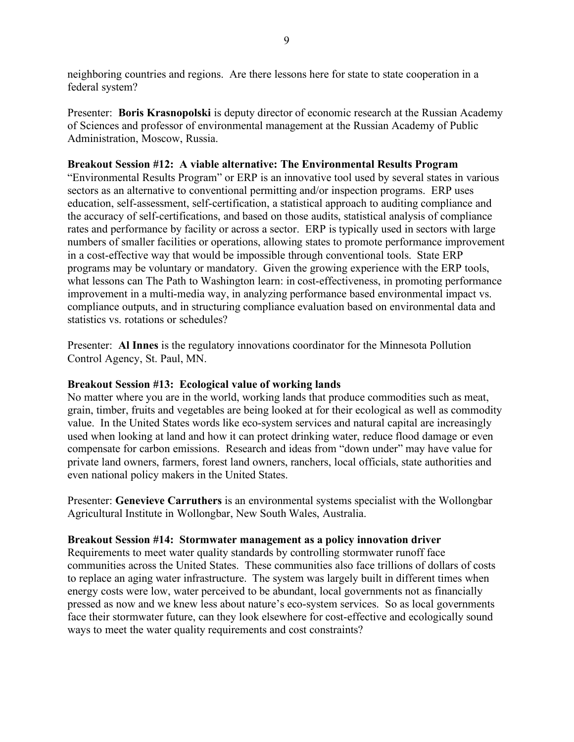neighboring countries and regions. Are there lessons here for state to state cooperation in a federal system?

Presenter: **Boris Krasnopolski** is deputy director of economic research at the Russian Academy of Sciences and professor of environmental management at the Russian Academy of Public Administration, Moscow, Russia.

**Breakout Session #12: A viable alternative: The Environmental Results Program**

"Environmental Results Program" or ERP is an innovative tool used by several states in various sectors as an alternative to conventional permitting and/or inspection programs. ERP uses education, self-assessment, self-certification, a statistical approach to auditing compliance and the accuracy of self-certifications, and based on those audits, statistical analysis of compliance rates and performance by facility or across a sector. ERP is typically used in sectors with large numbers of smaller facilities or operations, allowing states to promote performance improvement in a cost-effective way that would be impossible through conventional tools. State ERP programs may be voluntary or mandatory. Given the growing experience with the ERP tools, what lessons can The Path to Washington learn: in cost-effectiveness, in promoting performance improvement in a multi-media way, in analyzing performance based environmental impact vs. compliance outputs, and in structuring compliance evaluation based on environmental data and statistics vs. rotations or schedules?

Presenter: **Al Innes** is the regulatory innovations coordinator for the Minnesota Pollution Control Agency, St. Paul, MN.

**Breakout Session #13: Ecological value of working lands**

No matter where you are in the world, working lands that produce commodities such as meat, grain, timber, fruits and vegetables are being looked at for their ecological as well as commodity value. In the United States words like eco-system services and natural capital are increasingly used when looking at land and how it can protect drinking water, reduce flood damage or even compensate for carbon emissions. Research and ideas from "down under" may have value for private land owners, farmers, forest land owners, ranchers, local officials, state authorities and even national policy makers in the United States.

Presenter: **Genevieve Carruthers** is an environmental systems specialist with the Wollongbar Agricultural Institute in Wollongbar, New South Wales, Australia.

**Breakout Session #14: Stormwater management as a policy innovation driver**

Requirements to meet water quality standards by controlling stormwater runoff face communities across the United States. These communities also face trillions of dollars of costs to replace an aging water infrastructure. The system was largely built in different times when energy costs were low, water perceived to be abundant, local governments not as financially pressed as now and we knew less about nature's eco-system services. So as local governments face their stormwater future, can they look elsewhere for cost-effective and ecologically sound ways to meet the water quality requirements and cost constraints?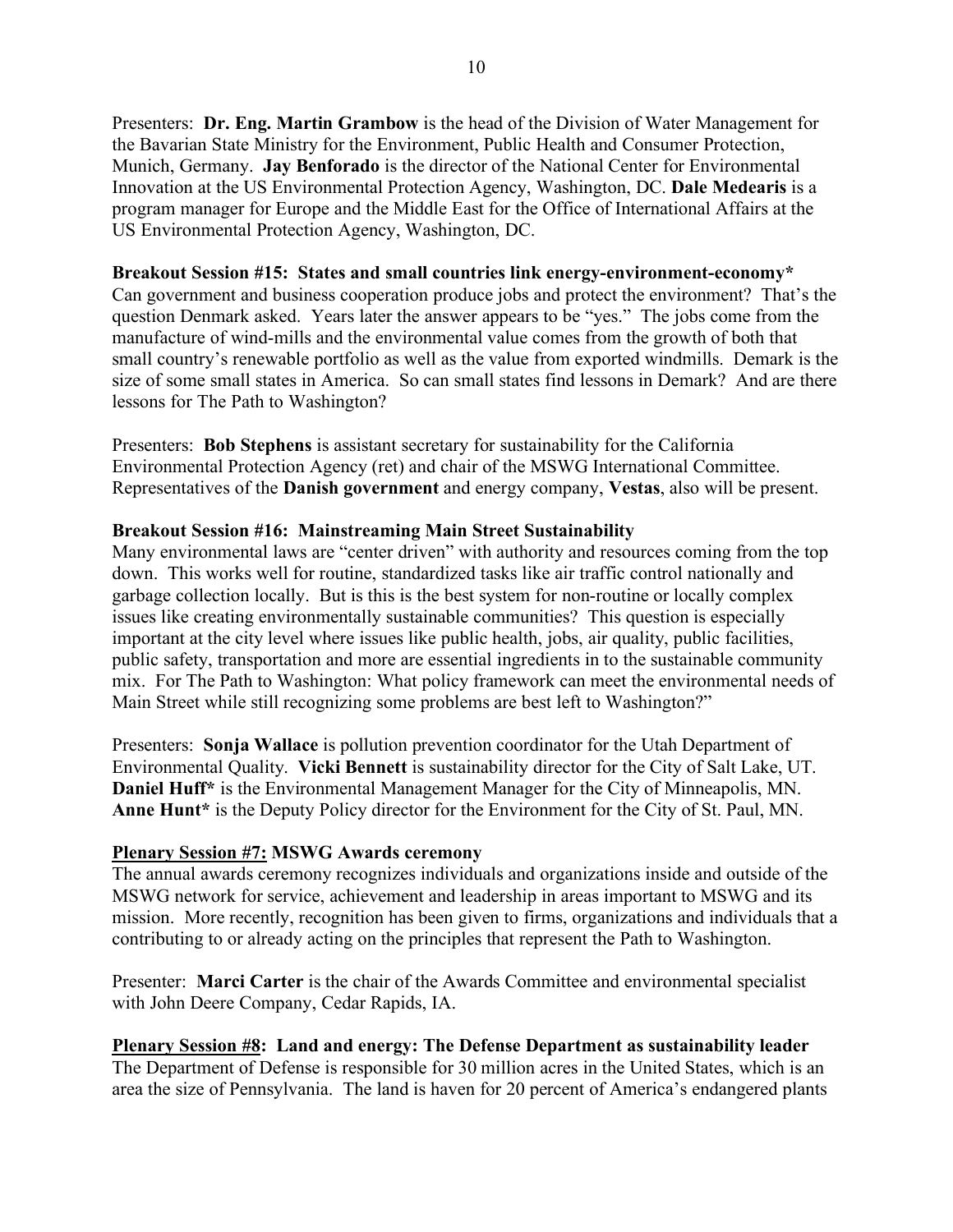Presenters: **Dr. Eng. Martin Grambow** is the head of the Division of Water Management for the Bavarian State Ministry for the Environment, Public Health and Consumer Protection, Munich, Germany. **Jay Benforado** is the director of the National Center for Environmental Innovation at the US Environmental Protection Agency, Washington, DC. **Dale Medearis** is a program manager for Europe and the Middle East for the Office of International Affairs at the US Environmental Protection Agency, Washington, DC.

**Breakout Session #15: States and small countries link energy-environment-economy***
Can government and business cooperation produce jobs and protect the environment? That's the question Denmark asked. Years later the answer appears to be "yes." The jobs come from the manufacture of wind-mills and the environmental value comes from the growth of both that small country's renewable portfolio as well as the value from exported windmills. Demark is the size of some small states in America. So can small states find lessons in Demark? And are there lessons for The Path to Washington?

Presenters: **Bob Stephens** is assistant secretary for sustainability for the California Environmental Protection Agency (ret) and chair of the MSWG International Committee. Representatives of the **Danish government** and energy company, **Vestas**, also will be present.

**Breakout Session #16: Mainstreaming Main Street Sustainability**
Many environmental laws are "center driven" with authority and resources coming from the top down. This works well for routine, standardized tasks like air traffic control nationally and garbage collection locally. But is this is the best system for non-routine or locally complex issues like creating environmentally sustainable communities? This question is especially important at the city level where issues like public health, jobs, air quality, public facilities, public safety, transportation and more are essential ingredients in to the sustainable community mix. For The Path to Washington: What policy framework can meet the environmental needs of Main Street while still recognizing some problems are best left to Washington?"

Presenters: **Sonja Wallace** is pollution prevention coordinator for the Utah Department of Environmental Quality. **Vicki Bennett** is sustainability director for the City of Salt Lake, UT. **Daniel Huff*** is the Environmental Management Manager for the City of Minneapolis, MN. **Anne Hunt*** is the Deputy Policy director for the Environment for the City of St. Paul, MN.

**Plenary Session #7: MSWG Awards ceremony**
The annual awards ceremony recognizes individuals and organizations inside and outside of the MSWG network for service, achievement and leadership in areas important to MSWG and its mission. More recently, recognition has been given to firms, organizations and individuals that a contributing to or already acting on the principles that represent the Path to Washington.

Presenter: **Marci Carter** is the chair of the Awards Committee and environmental specialist with John Deere Company, Cedar Rapids, IA.

**Plenary Session #8: Land and energy: The Defense Department as sustainability leader**
The Department of Defense is responsible for 30 million acres in the United States, which is an area the size of Pennsylvania. The land is haven for 20 percent of America's endangered plants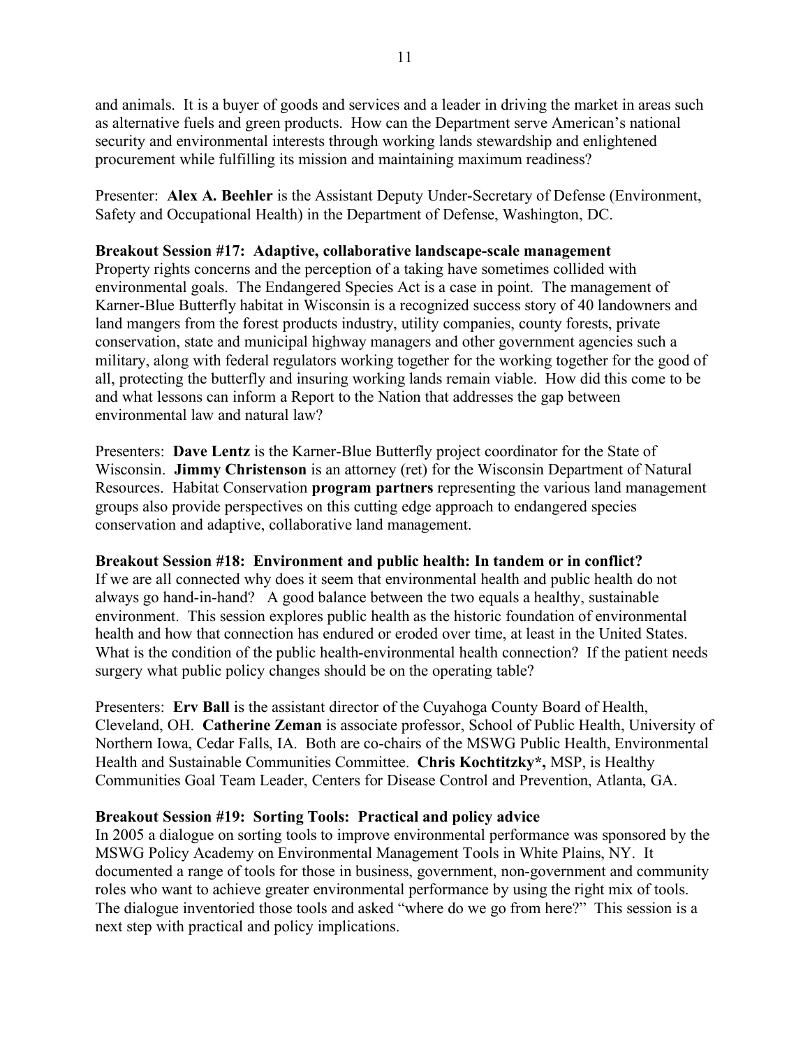and animals. It is a buyer of goods and services and a leader in driving the market in areas such as alternative fuels and green products. How can the Department serve American's national security and environmental interests through working lands stewardship and enlightened procurement while fulfilling its mission and maintaining maximum readiness?

Presenter: **Alex A. Beehler** is the Assistant Deputy Under-Secretary of Defense (Environment, Safety and Occupational Health) in the Department of Defense, Washington, DC.

**Breakout Session #17: Adaptive, collaborative landscape-scale management**

Property rights concerns and the perception of a taking have sometimes collided with environmental goals. The Endangered Species Act is a case in point. The management of Karner-Blue Butterfly habitat in Wisconsin is a recognized success story of 40 landowners and land mangers from the forest products industry, utility companies, county forests, private conservation, state and municipal highway managers and other government agencies such a military, along with federal regulators working together for the working together for the good of all, protecting the butterfly and insuring working lands remain viable. How did this come to be and what lessons can inform a Report to the Nation that addresses the gap between environmental law and natural law?

Presenters: **Dave Lentz** is the Karner-Blue Butterfly project coordinator for the State of Wisconsin. **Jimmy Christenson** is an attorney (ret) for the Wisconsin Department of Natural Resources. Habitat Conservation **program partners** representing the various land management groups also provide perspectives on this cutting edge approach to endangered species conservation and adaptive, collaborative land management.

**Breakout Session #18: Environment and public health: In tandem or in conflict?**

If we are all connected why does it seem that environmental health and public health do not always go hand-in-hand? A good balance between the two equals a healthy, sustainable environment. This session explores public health as the historic foundation of environmental health and how that connection has endured or eroded over time, at least in the United States. What is the condition of the public health-environmental health connection? If the patient needs surgery what public policy changes should be on the operating table?

Presenters: **Erv Ball** is the assistant director of the Cuyahoga County Board of Health, Cleveland, OH. **Catherine Zeman** is associate professor, School of Public Health, University of Northern Iowa, Cedar Falls, IA. Both are co-chairs of the MSWG Public Health, Environmental Health and Sustainable Communities Committee. **Chris Kochtitzky*,** MSP, is Healthy Communities Goal Team Leader, Centers for Disease Control and Prevention, Atlanta, GA.

**Breakout Session #19: Sorting Tools: Practical and policy advice**

In 2005 a dialogue on sorting tools to improve environmental performance was sponsored by the MSWG Policy Academy on Environmental Management Tools in White Plains, NY. It documented a range of tools for those in business, government, non-government and community roles who want to achieve greater environmental performance by using the right mix of tools. The dialogue inventoried those tools and asked "where do we go from here?" This session is a next step with practical and policy implications.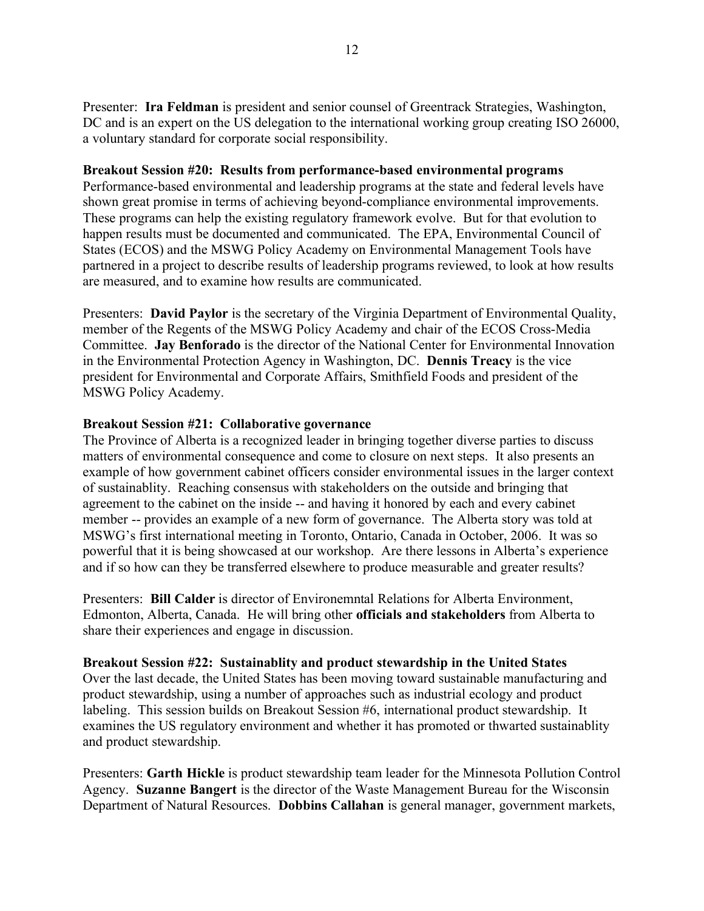Presenter: **Ira Feldman** is president and senior counsel of Greentrack Strategies, Washington, DC and is an expert on the US delegation to the international working group creating ISO 26000, a voluntary standard for corporate social responsibility.

**Breakout Session #20: Results from performance-based environmental programs**

Performance-based environmental and leadership programs at the state and federal levels have shown great promise in terms of achieving beyond-compliance environmental improvements. These programs can help the existing regulatory framework evolve. But for that evolution to happen results must be documented and communicated. The EPA, Environmental Council of States (ECOS) and the MSWG Policy Academy on Environmental Management Tools have partnered in a project to describe results of leadership programs reviewed, to look at how results are measured, and to examine how results are communicated.

Presenters: **David Paylor** is the secretary of the Virginia Department of Environmental Quality, member of the Regents of the MSWG Policy Academy and chair of the ECOS Cross-Media Committee. **Jay Benforado** is the director of the National Center for Environmental Innovation in the Environmental Protection Agency in Washington, DC. **Dennis Treacy** is the vice president for Environmental and Corporate Affairs, Smithfield Foods and president of the MSWG Policy Academy.

**Breakout Session #21: Collaborative governance**

The Province of Alberta is a recognized leader in bringing together diverse parties to discuss matters of environmental consequence and come to closure on next steps. It also presents an example of how government cabinet officers consider environmental issues in the larger context of sustainablity. Reaching consensus with stakeholders on the outside and bringing that agreement to the cabinet on the inside -- and having it honored by each and every cabinet member -- provides an example of a new form of governance. The Alberta story was told at MSWG's first international meeting in Toronto, Ontario, Canada in October, 2006. It was so powerful that it is being showcased at our workshop. Are there lessons in Alberta's experience and if so how can they be transferred elsewhere to produce measurable and greater results?

Presenters: **Bill Calder** is director of Environemntal Relations for Alberta Environment, Edmonton, Alberta, Canada. He will bring other **officials and stakeholders** from Alberta to share their experiences and engage in discussion.

**Breakout Session #22: Sustainablity and product stewardship in the United States**

Over the last decade, the United States has been moving toward sustainable manufacturing and product stewardship, using a number of approaches such as industrial ecology and product labeling. This session builds on Breakout Session #6, international product stewardship. It examines the US regulatory environment and whether it has promoted or thwarted sustainablity and product stewardship.

Presenters: **Garth Hickle** is product stewardship team leader for the Minnesota Pollution Control Agency. **Suzanne Bangert** is the director of the Waste Management Bureau for the Wisconsin Department of Natural Resources. **Dobbins Callahan** is general manager, government markets,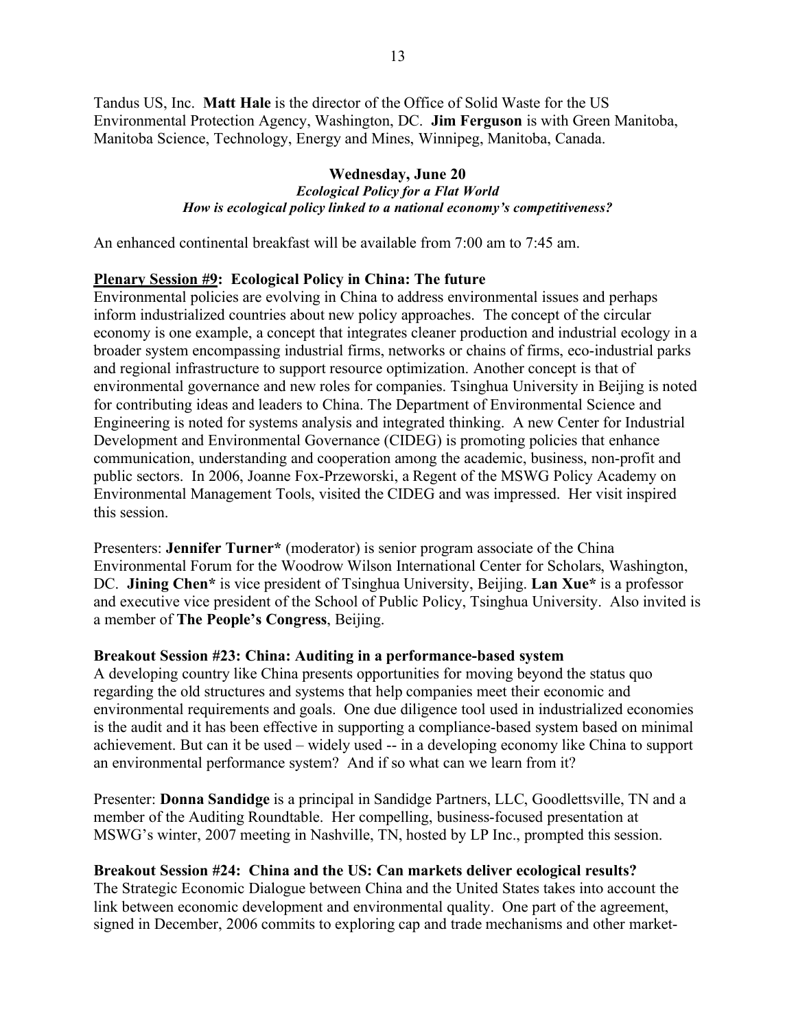Tandus US, Inc. **Matt Hale** is the director of the Office of Solid Waste for the US Environmental Protection Agency, Washington, DC. **Jim Ferguson** is with Green Manitoba, Manitoba Science, Technology, Energy and Mines, Winnipeg, Manitoba, Canada.

**Wednesday, June 20**

***Ecological Policy for a Flat World***

***How is ecological policy linked to a national economy's competitiveness?***

An enhanced continental breakfast will be available from 7:00 am to 7:45 am.

**<u>Plenary Session #9</u>: Ecological Policy in China: The future**

Environmental policies are evolving in China to address environmental issues and perhaps inform industrialized countries about new policy approaches. The concept of the circular economy is one example, a concept that integrates cleaner production and industrial ecology in a broader system encompassing industrial firms, networks or chains of firms, eco-industrial parks and regional infrastructure to support resource optimization. Another concept is that of environmental governance and new roles for companies. Tsinghua University in Beijing is noted for contributing ideas and leaders to China. The Department of Environmental Science and Engineering is noted for systems analysis and integrated thinking. A new Center for Industrial Development and Environmental Governance (CIDEG) is promoting policies that enhance communication, understanding and cooperation among the academic, business, non-profit and public sectors. In 2006, Joanne Fox-Przeworski, a Regent of the MSWG Policy Academy on Environmental Management Tools, visited the CIDEG and was impressed. Her visit inspired this session.

Presenters: **Jennifer Turner*** (moderator) is senior program associate of the China Environmental Forum for the Woodrow Wilson International Center for Scholars, Washington, DC. **Jining Chen*** is vice president of Tsinghua University, Beijing. **Lan Xue*** is a professor and executive vice president of the School of Public Policy, Tsinghua University. Also invited is a member of **The People's Congress**, Beijing.

**Breakout Session #23: China: Auditing in a performance-based system**

A developing country like China presents opportunities for moving beyond the status quo regarding the old structures and systems that help companies meet their economic and environmental requirements and goals. One due diligence tool used in industrialized economies is the audit and it has been effective in supporting a compliance-based system based on minimal achievement. But can it be used – widely used -- in a developing economy like China to support an environmental performance system? And if so what can we learn from it?

Presenter: **Donna Sandidge** is a principal in Sandidge Partners, LLC, Goodlettsville, TN and a member of the Auditing Roundtable. Her compelling, business-focused presentation at MSWG's winter, 2007 meeting in Nashville, TN, hosted by LP Inc., prompted this session.

**Breakout Session #24: China and the US: Can markets deliver ecological results?**

The Strategic Economic Dialogue between China and the United States takes into account the link between economic development and environmental quality. One part of the agreement, signed in December, 2006 commits to exploring cap and trade mechanisms and other market-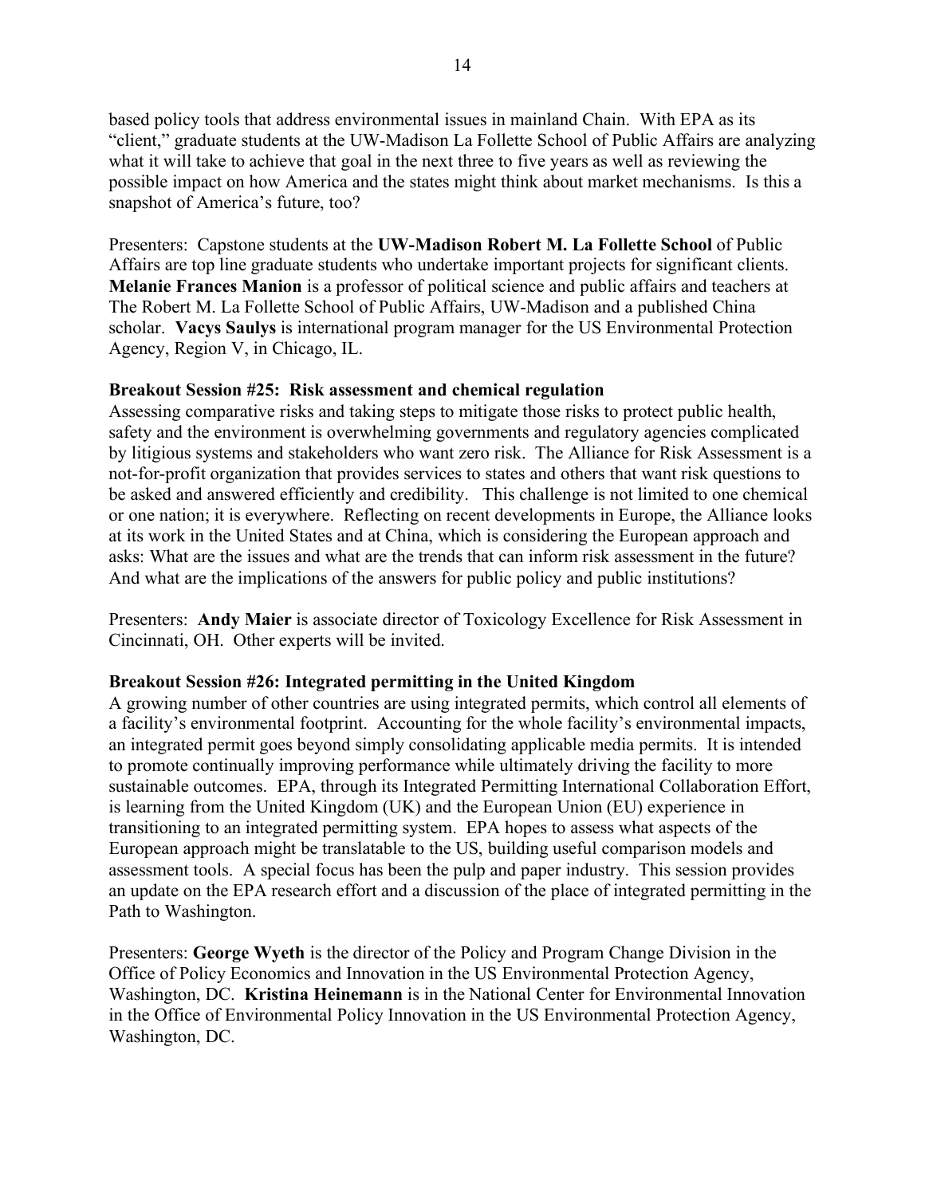based policy tools that address environmental issues in mainland Chain. With EPA as its "client," graduate students at the UW-Madison La Follette School of Public Affairs are analyzing what it will take to achieve that goal in the next three to five years as well as reviewing the possible impact on how America and the states might think about market mechanisms. Is this a snapshot of America's future, too?

Presenters: Capstone students at the **UW-Madison Robert M. La Follette School** of Public Affairs are top line graduate students who undertake important projects for significant clients. **Melanie Frances Manion** is a professor of political science and public affairs and teachers at The Robert M. La Follette School of Public Affairs, UW-Madison and a published China scholar. **Vacys Saulys** is international program manager for the US Environmental Protection Agency, Region V, in Chicago, IL.

**Breakout Session #25: Risk assessment and chemical regulation**

Assessing comparative risks and taking steps to mitigate those risks to protect public health, safety and the environment is overwhelming governments and regulatory agencies complicated by litigious systems and stakeholders who want zero risk. The Alliance for Risk Assessment is a not-for-profit organization that provides services to states and others that want risk questions to be asked and answered efficiently and credibility. This challenge is not limited to one chemical or one nation; it is everywhere. Reflecting on recent developments in Europe, the Alliance looks at its work in the United States and at China, which is considering the European approach and asks: What are the issues and what are the trends that can inform risk assessment in the future? And what are the implications of the answers for public policy and public institutions?

Presenters: **Andy Maier** is associate director of Toxicology Excellence for Risk Assessment in Cincinnati, OH. Other experts will be invited.

**Breakout Session #26: Integrated permitting in the United Kingdom**

A growing number of other countries are using integrated permits, which control all elements of a facility's environmental footprint. Accounting for the whole facility's environmental impacts, an integrated permit goes beyond simply consolidating applicable media permits. It is intended to promote continually improving performance while ultimately driving the facility to more sustainable outcomes. EPA, through its Integrated Permitting International Collaboration Effort, is learning from the United Kingdom (UK) and the European Union (EU) experience in transitioning to an integrated permitting system. EPA hopes to assess what aspects of the European approach might be translatable to the US, building useful comparison models and assessment tools. A special focus has been the pulp and paper industry. This session provides an update on the EPA research effort and a discussion of the place of integrated permitting in the Path to Washington.

Presenters: **George Wyeth** is the director of the Policy and Program Change Division in the Office of Policy Economics and Innovation in the US Environmental Protection Agency, Washington, DC. **Kristina Heinemann** is in the National Center for Environmental Innovation in the Office of Environmental Policy Innovation in the US Environmental Protection Agency, Washington, DC.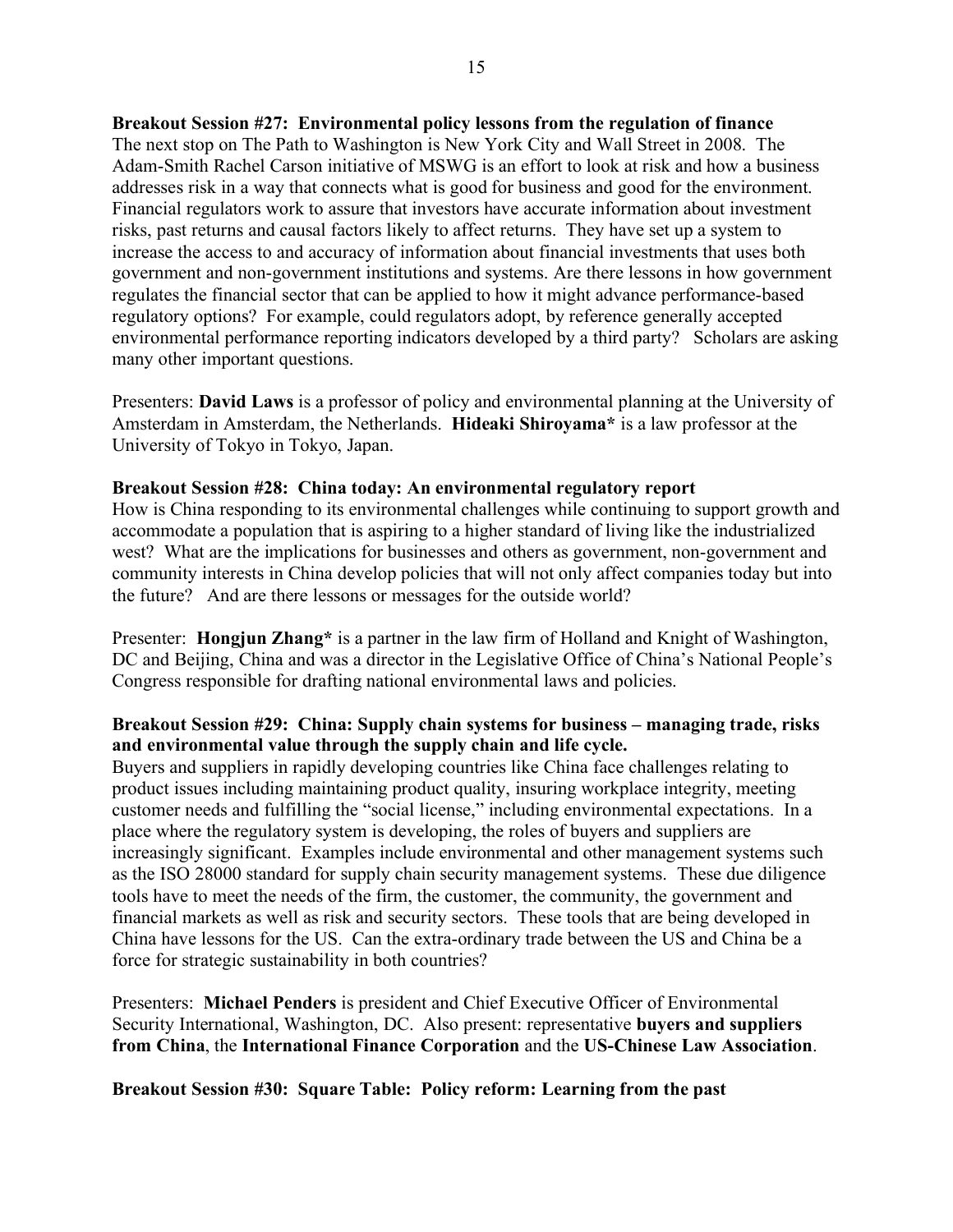**Breakout Session #27: Environmental policy lessons from the regulation of finance**
The next stop on The Path to Washington is New York City and Wall Street in 2008. The Adam-Smith Rachel Carson initiative of MSWG is an effort to look at risk and how a business addresses risk in a way that connects what is good for business and good for the environment. Financial regulators work to assure that investors have accurate information about investment risks, past returns and causal factors likely to affect returns. They have set up a system to increase the access to and accuracy of information about financial investments that uses both government and non-government institutions and systems. Are there lessons in how government regulates the financial sector that can be applied to how it might advance performance-based regulatory options? For example, could regulators adopt, by reference generally accepted environmental performance reporting indicators developed by a third party? Scholars are asking many other important questions.

Presenters: **David Laws** is a professor of policy and environmental planning at the University of Amsterdam in Amsterdam, the Netherlands. **Hideaki Shiroyama*** is a law professor at the University of Tokyo in Tokyo, Japan.

**Breakout Session #28: China today: An environmental regulatory report**
How is China responding to its environmental challenges while continuing to support growth and accommodate a population that is aspiring to a higher standard of living like the industrialized west? What are the implications for businesses and others as government, non-government and community interests in China develop policies that will not only affect companies today but into the future? And are there lessons or messages for the outside world?

Presenter: **Hongjun Zhang*** is a partner in the law firm of Holland and Knight of Washington, DC and Beijing, China and was a director in the Legislative Office of China's National People's Congress responsible for drafting national environmental laws and policies.

**Breakout Session #29: China: Supply chain systems for business – managing trade, risks and environmental value through the supply chain and life cycle.**
Buyers and suppliers in rapidly developing countries like China face challenges relating to product issues including maintaining product quality, insuring workplace integrity, meeting customer needs and fulfilling the "social license," including environmental expectations. In a place where the regulatory system is developing, the roles of buyers and suppliers are increasingly significant. Examples include environmental and other management systems such as the ISO 28000 standard for supply chain security management systems. These due diligence tools have to meet the needs of the firm, the customer, the community, the government and financial markets as well as risk and security sectors. These tools that are being developed in China have lessons for the US. Can the extra-ordinary trade between the US and China be a force for strategic sustainability in both countries?

Presenters: **Michael Penders** is president and Chief Executive Officer of Environmental Security International, Washington, DC. Also present: representative **buyers and suppliers from China**, the **International Finance Corporation** and the **US-Chinese Law Association**.

**Breakout Session #30: Square Table: Policy reform: Learning from the past**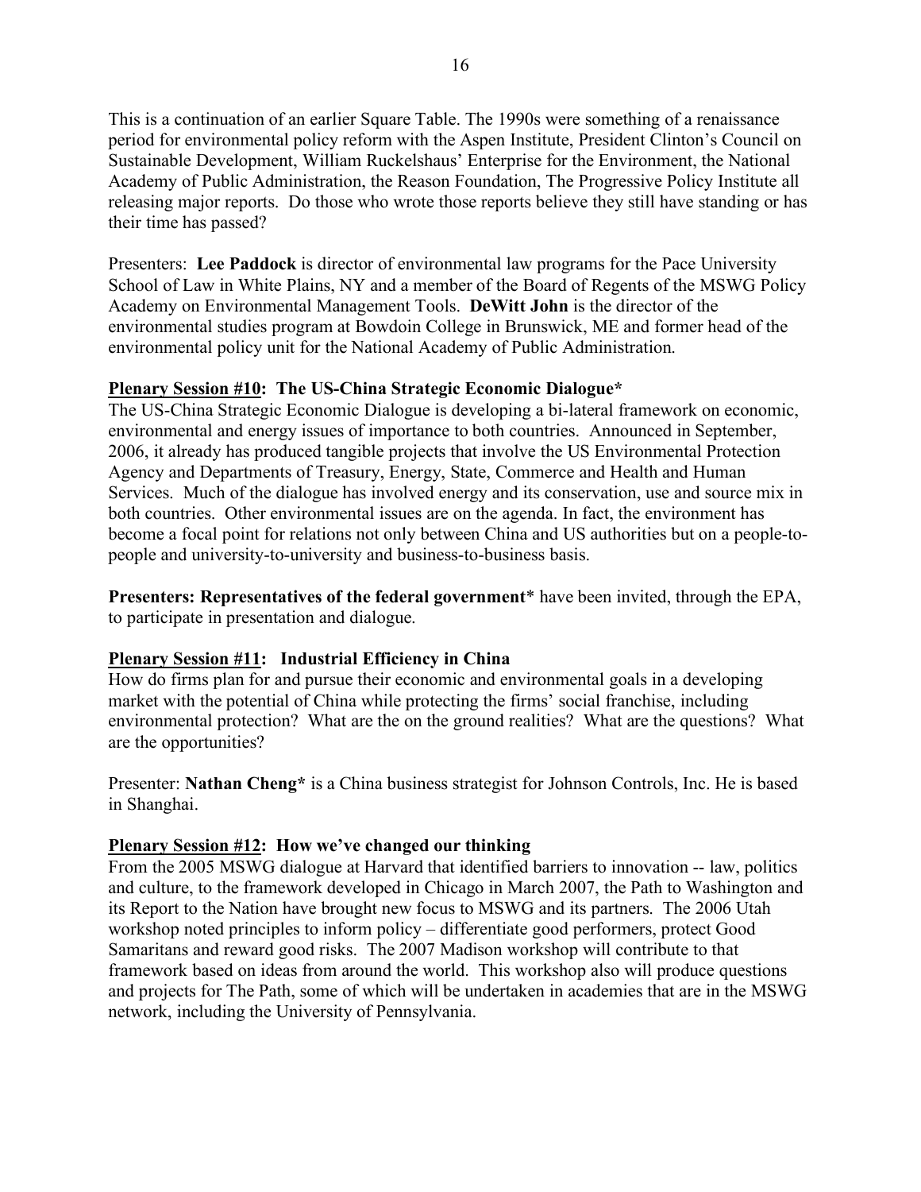This is a continuation of an earlier Square Table. The 1990s were something of a renaissance period for environmental policy reform with the Aspen Institute, President Clinton's Council on Sustainable Development, William Ruckelshaus' Enterprise for the Environment, the National Academy of Public Administration, the Reason Foundation, The Progressive Policy Institute all releasing major reports. Do those who wrote those reports believe they still have standing or has their time has passed?

Presenters: **Lee Paddock** is director of environmental law programs for the Pace University School of Law in White Plains, NY and a member of the Board of Regents of the MSWG Policy Academy on Environmental Management Tools. **DeWitt John** is the director of the environmental studies program at Bowdoin College in Brunswick, ME and former head of the environmental policy unit for the National Academy of Public Administration.

**Plenary Session #10: The US-China Strategic Economic Dialogue***

The US-China Strategic Economic Dialogue is developing a bi-lateral framework on economic, environmental and energy issues of importance to both countries. Announced in September, 2006, it already has produced tangible projects that involve the US Environmental Protection Agency and Departments of Treasury, Energy, State, Commerce and Health and Human Services. Much of the dialogue has involved energy and its conservation, use and source mix in both countries. Other environmental issues are on the agenda. In fact, the environment has become a focal point for relations not only between China and US authorities but on a people-to-people and university-to-university and business-to-business basis.

**Presenters: Representatives of the federal government*** have been invited, through the EPA, to participate in presentation and dialogue.

**Plenary Session #11: Industrial Efficiency in China**

How do firms plan for and pursue their economic and environmental goals in a developing market with the potential of China while protecting the firms' social franchise, including environmental protection? What are the on the ground realities? What are the questions? What are the opportunities?

Presenter: **Nathan Cheng*** is a China business strategist for Johnson Controls, Inc. He is based in Shanghai.

**Plenary Session #12: How we've changed our thinking**

From the 2005 MSWG dialogue at Harvard that identified barriers to innovation -- law, politics and culture, to the framework developed in Chicago in March 2007, the Path to Washington and its Report to the Nation have brought new focus to MSWG and its partners. The 2006 Utah workshop noted principles to inform policy – differentiate good performers, protect Good Samaritans and reward good risks. The 2007 Madison workshop will contribute to that framework based on ideas from around the world. This workshop also will produce questions and projects for The Path, some of which will be undertaken in academies that are in the MSWG network, including the University of Pennsylvania.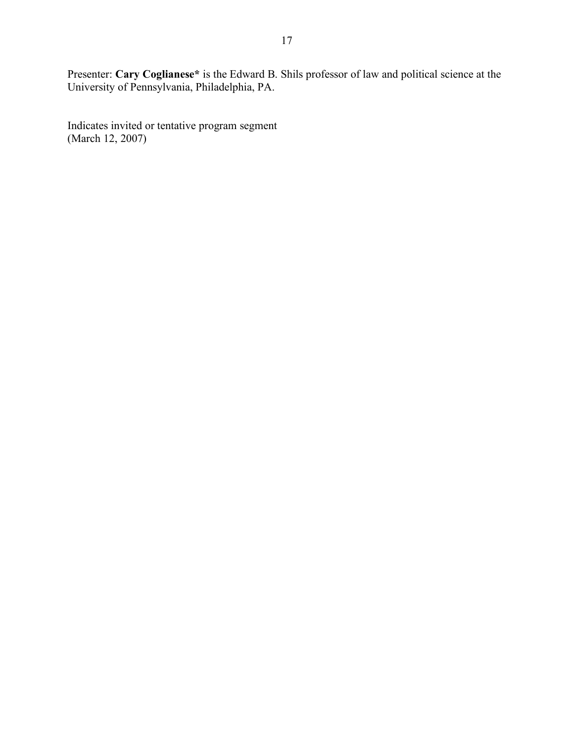Presenter: **Cary Coglianese*** is the Edward B. Shils professor of law and political science at the University of Pennsylvania, Philadelphia, PA.

Indicates invited or tentative program segment
(March 12, 2007)